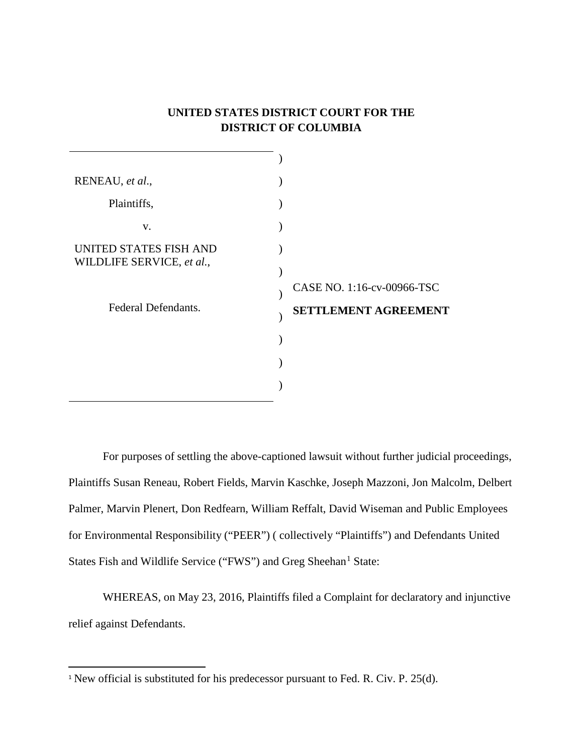**UNITED STATES DISTRICT COURT FOR THE DISTRICT OF COLUMBIA**

| | |
|---|---|
| RENEAU, *et al*., | |
| Plaintiffs, | |
| v. | |
| UNITED STATES FISH AND WILDLIFE SERVICE, *et al.*, | CASE NO. 1:16-cv-00966-TSC |
| Federal Defendants. | **SETTLEMENT AGREEMENT** |

For purposes of settling the above-captioned lawsuit without further judicial proceedings, Plaintiffs Susan Reneau, Robert Fields, Marvin Kaschke, Joseph Mazzoni, Jon Malcolm, Delbert Palmer, Marvin Plenert, Don Redfearn, William Reffalt, David Wiseman and Public Employees for Environmental Responsibility ("PEER") ( collectively "Plaintiffs") and Defendants United States Fish and Wildlife Service ("FWS") and Greg Sheehan[1] State:

WHEREAS, on May 23, 2016, Plaintiffs filed a Complaint for declaratory and injunctive relief against Defendants.

[1] New official is substituted for his predecessor pursuant to Fed. R. Civ. P. 25(d).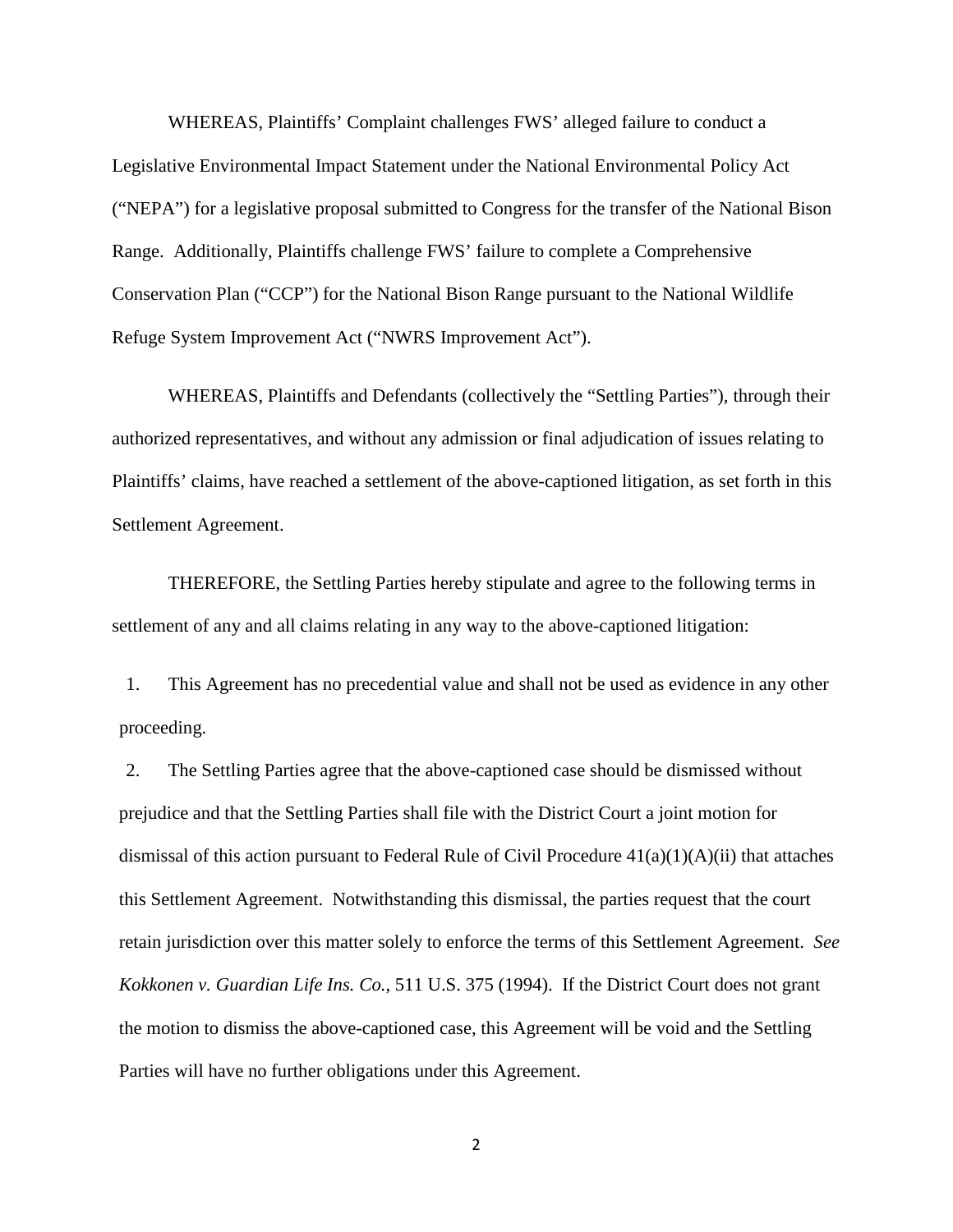WHEREAS, Plaintiffs' Complaint challenges FWS' alleged failure to conduct a Legislative Environmental Impact Statement under the National Environmental Policy Act ("NEPA") for a legislative proposal submitted to Congress for the transfer of the National Bison Range. Additionally, Plaintiffs challenge FWS' failure to complete a Comprehensive Conservation Plan ("CCP") for the National Bison Range pursuant to the National Wildlife Refuge System Improvement Act ("NWRS Improvement Act").

WHEREAS, Plaintiffs and Defendants (collectively the "Settling Parties"), through their authorized representatives, and without any admission or final adjudication of issues relating to Plaintiffs' claims, have reached a settlement of the above-captioned litigation, as set forth in this Settlement Agreement.

THEREFORE, the Settling Parties hereby stipulate and agree to the following terms in settlement of any and all claims relating in any way to the above-captioned litigation:

1. This Agreement has no precedential value and shall not be used as evidence in any other proceeding.

2. The Settling Parties agree that the above-captioned case should be dismissed without prejudice and that the Settling Parties shall file with the District Court a joint motion for dismissal of this action pursuant to Federal Rule of Civil Procedure 41(a)(1)(A)(ii) that attaches this Settlement Agreement. Notwithstanding this dismissal, the parties request that the court retain jurisdiction over this matter solely to enforce the terms of this Settlement Agreement. *See Kokkonen v. Guardian Life Ins. Co.*, 511 U.S. 375 (1994). If the District Court does not grant the motion to dismiss the above-captioned case, this Agreement will be void and the Settling Parties will have no further obligations under this Agreement.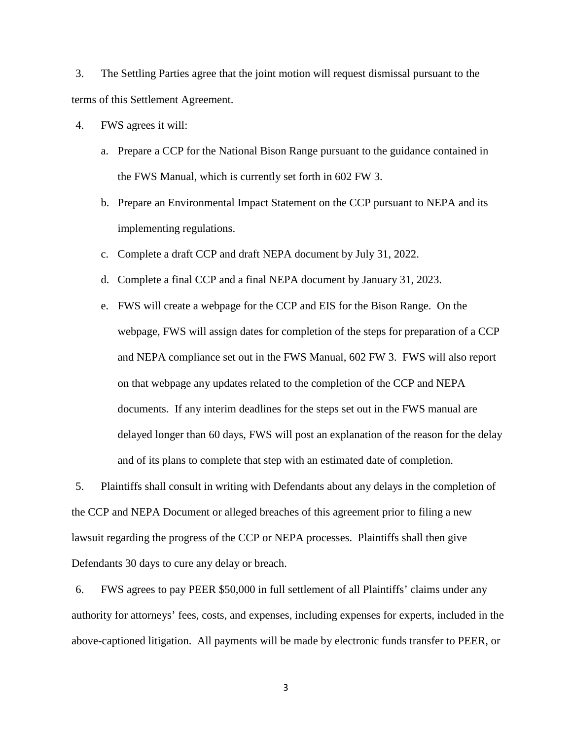3. The Settling Parties agree that the joint motion will request dismissal pursuant to the terms of this Settlement Agreement.

4. FWS agrees it will:

   a. Prepare a CCP for the National Bison Range pursuant to the guidance contained in the FWS Manual, which is currently set forth in 602 FW 3.

   b. Prepare an Environmental Impact Statement on the CCP pursuant to NEPA and its implementing regulations.

   c. Complete a draft CCP and draft NEPA document by July 31, 2022.

   d. Complete a final CCP and a final NEPA document by January 31, 2023.

   e. FWS will create a webpage for the CCP and EIS for the Bison Range. On the webpage, FWS will assign dates for completion of the steps for preparation of a CCP and NEPA compliance set out in the FWS Manual, 602 FW 3. FWS will also report on that webpage any updates related to the completion of the CCP and NEPA documents. If any interim deadlines for the steps set out in the FWS manual are delayed longer than 60 days, FWS will post an explanation of the reason for the delay and of its plans to complete that step with an estimated date of completion.

5. Plaintiffs shall consult in writing with Defendants about any delays in the completion of the CCP and NEPA Document or alleged breaches of this agreement prior to filing a new lawsuit regarding the progress of the CCP or NEPA processes. Plaintiffs shall then give Defendants 30 days to cure any delay or breach.

6. FWS agrees to pay PEER $50,000 in full settlement of all Plaintiffs' claims under any authority for attorneys' fees, costs, and expenses, including expenses for experts, included in the above-captioned litigation. All payments will be made by electronic funds transfer to PEER, or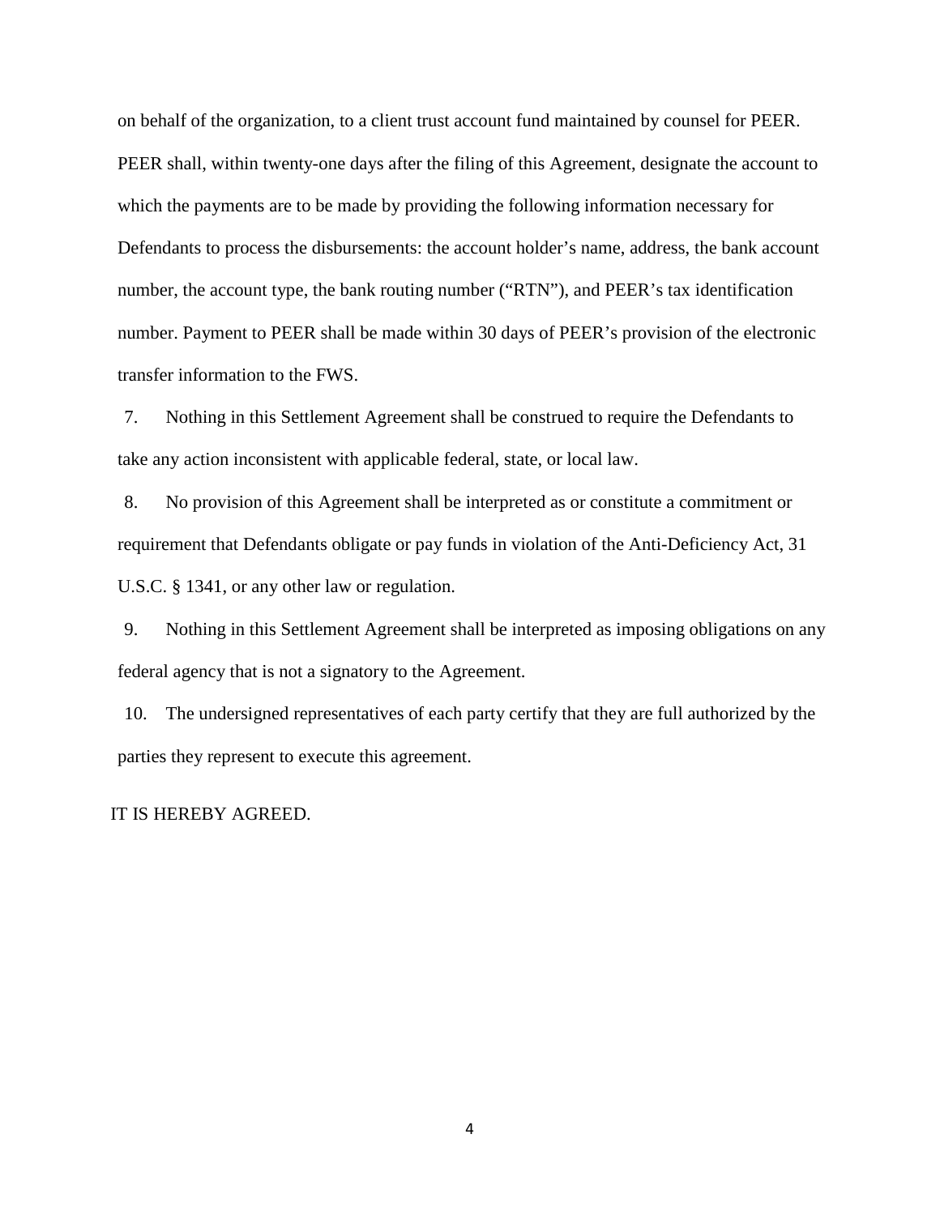on behalf of the organization, to a client trust account fund maintained by counsel for PEER. PEER shall, within twenty-one days after the filing of this Agreement, designate the account to which the payments are to be made by providing the following information necessary for Defendants to process the disbursements: the account holder's name, address, the bank account number, the account type, the bank routing number ("RTN"), and PEER's tax identification number. Payment to PEER shall be made within 30 days of PEER's provision of the electronic transfer information to the FWS.

7. Nothing in this Settlement Agreement shall be construed to require the Defendants to take any action inconsistent with applicable federal, state, or local law.

8. No provision of this Agreement shall be interpreted as or constitute a commitment or requirement that Defendants obligate or pay funds in violation of the Anti-Deficiency Act, 31 U.S.C. § 1341, or any other law or regulation.

9. Nothing in this Settlement Agreement shall be interpreted as imposing obligations on any federal agency that is not a signatory to the Agreement.

10. The undersigned representatives of each party certify that they are full authorized by the parties they represent to execute this agreement.

IT IS HEREBY AGREED.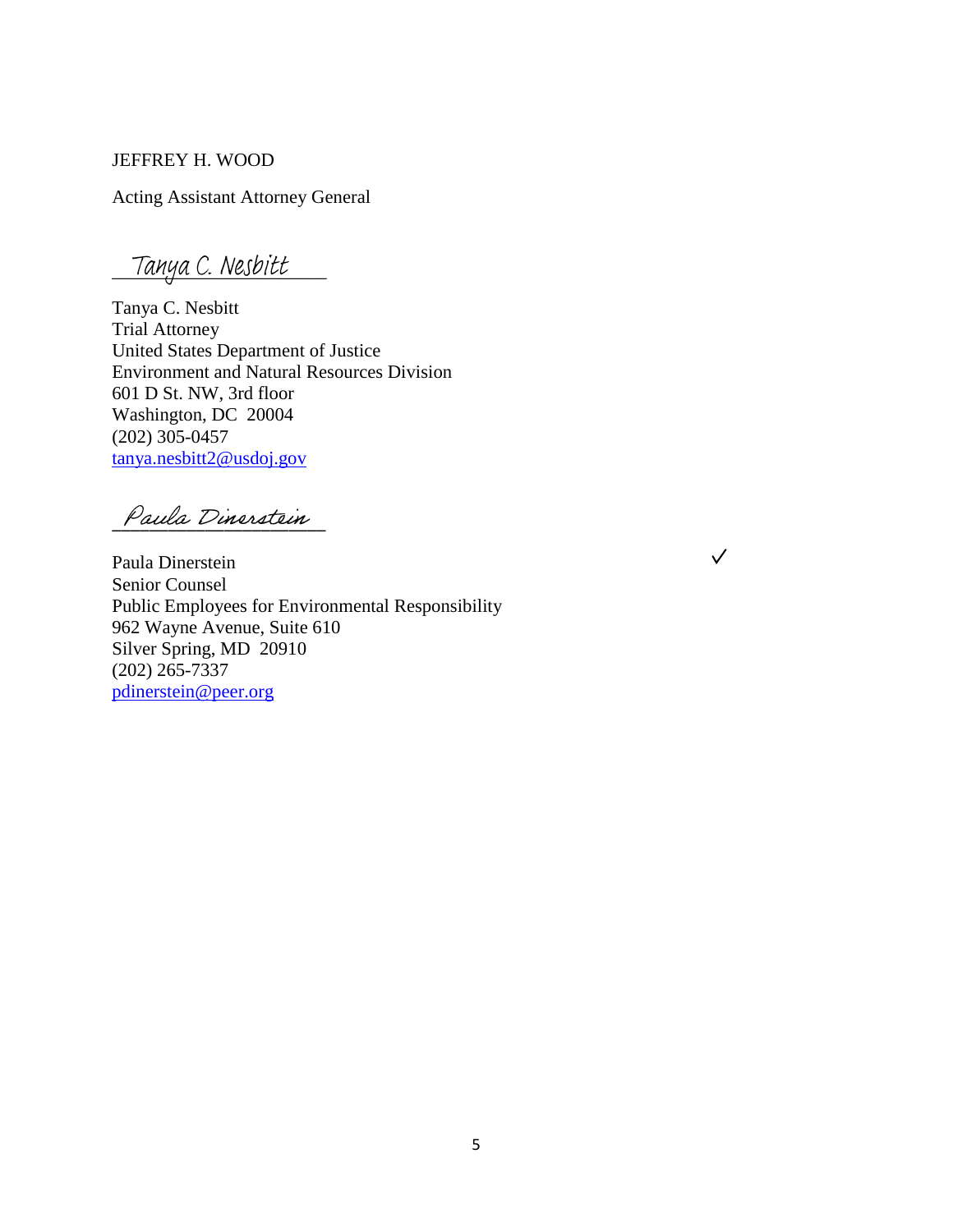JEFFREY H. WOOD

Acting Assistant Attorney General

_Tanya C. Nesbitt_

Tanya C. Nesbitt
Trial Attorney
United States Department of Justice
Environment and Natural Resources Division
601 D St. NW, 3rd floor
Washington, DC  20004
(202) 305-0457
tanya.nesbitt2@usdoj.gov

_Paula Dinerstein_

Paula Dinerstein
Senior Counsel
Public Employees for Environmental Responsibility
962 Wayne Avenue, Suite 610
Silver Spring, MD  20910
(202) 265-7337
pdinerstein@peer.org

✓